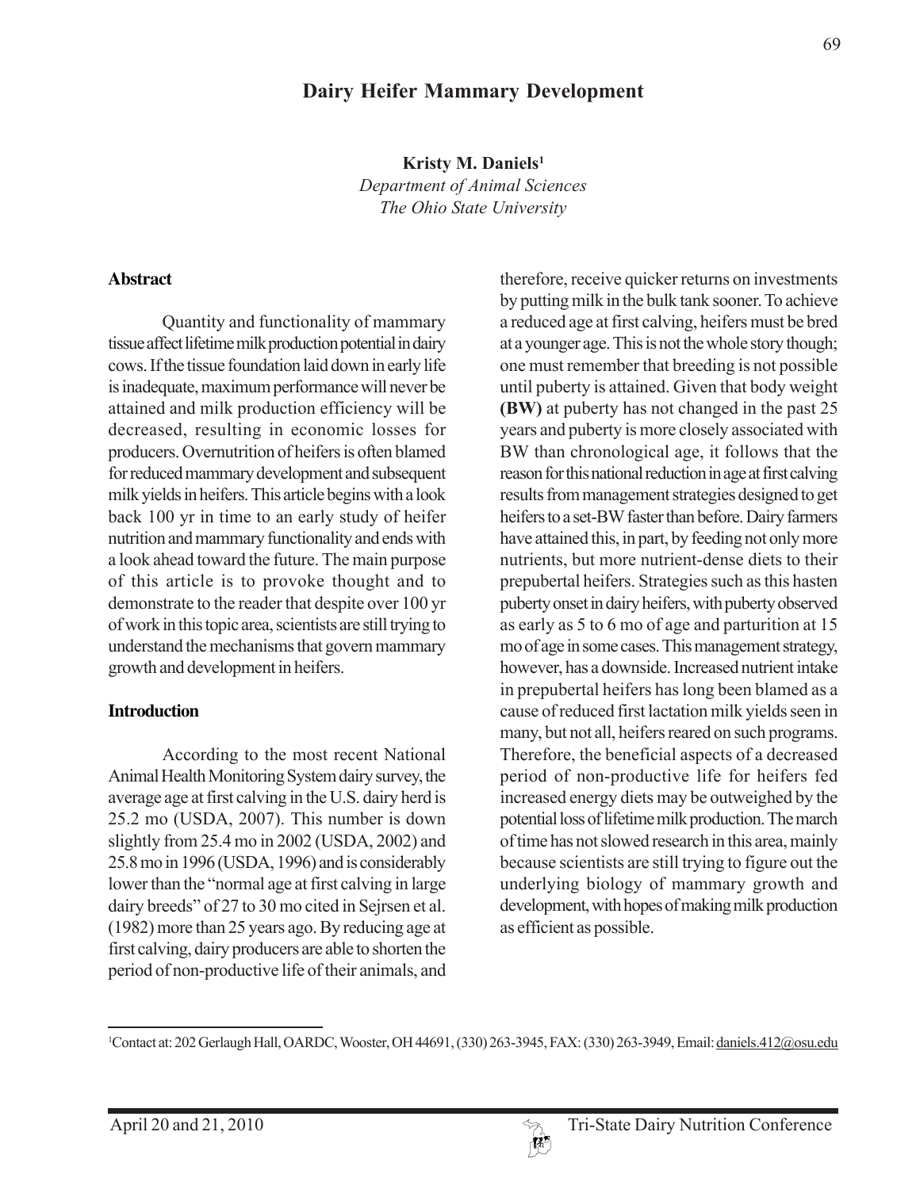# Dairy Heifer Mammary Development

**Kristy M. Daniels**[1]
*Department of Animal Sciences*
*The Ohio State University*

## Abstract

Quantity and functionality of mammary tissue affect lifetime milk production potential in dairy cows. If the tissue foundation laid down in early life is inadequate, maximum performance will never be attained and milk production efficiency will be decreased, resulting in economic losses for producers. Overnutrition of heifers is often blamed for reduced mammary development and subsequent milk yields in heifers. This article begins with a look back 100 yr in time to an early study of heifer nutrition and mammary functionality and ends with a look ahead toward the future. The main purpose of this article is to provoke thought and to demonstrate to the reader that despite over 100 yr of work in this topic area, scientists are still trying to understand the mechanisms that govern mammary growth and development in heifers.

## Introduction

According to the most recent National Animal Health Monitoring System dairy survey, the average age at first calving in the U.S. dairy herd is 25.2 mo (USDA, 2007). This number is down slightly from 25.4 mo in 2002 (USDA, 2002) and 25.8 mo in 1996 (USDA, 1996) and is considerably lower than the "normal age at first calving in large dairy breeds" of 27 to 30 mo cited in Sejrsen et al. (1982) more than 25 years ago. By reducing age at first calving, dairy producers are able to shorten the period of non-productive life of their animals, and therefore, receive quicker returns on investments by putting milk in the bulk tank sooner. To achieve a reduced age at first calving, heifers must be bred at a younger age. This is not the whole story though; one must remember that breeding is not possible until puberty is attained. Given that body weight **(BW)** at puberty has not changed in the past 25 years and puberty is more closely associated with BW than chronological age, it follows that the reason for this national reduction in age at first calving results from management strategies designed to get heifers to a set-BW faster than before. Dairy farmers have attained this, in part, by feeding not only more nutrients, but more nutrient-dense diets to their prepubertal heifers. Strategies such as this hasten puberty onset in dairy heifers, with puberty observed as early as 5 to 6 mo of age and parturition at 15 mo of age in some cases. This management strategy, however, has a downside. Increased nutrient intake in prepubertal heifers has long been blamed as a cause of reduced first lactation milk yields seen in many, but not all, heifers reared on such programs. Therefore, the beneficial aspects of a decreased period of non-productive life for heifers fed increased energy diets may be outweighed by the potential loss of lifetime milk production. The march of time has not slowed research in this area, mainly because scientists are still trying to figure out the underlying biology of mammary growth and development, with hopes of making milk production as efficient as possible.

[1]Contact at: 202 Gerlaugh Hall, OARDC, Wooster, OH 44691, (330) 263-3945, FAX: (330) 263-3949, Email: daniels.412@osu.edu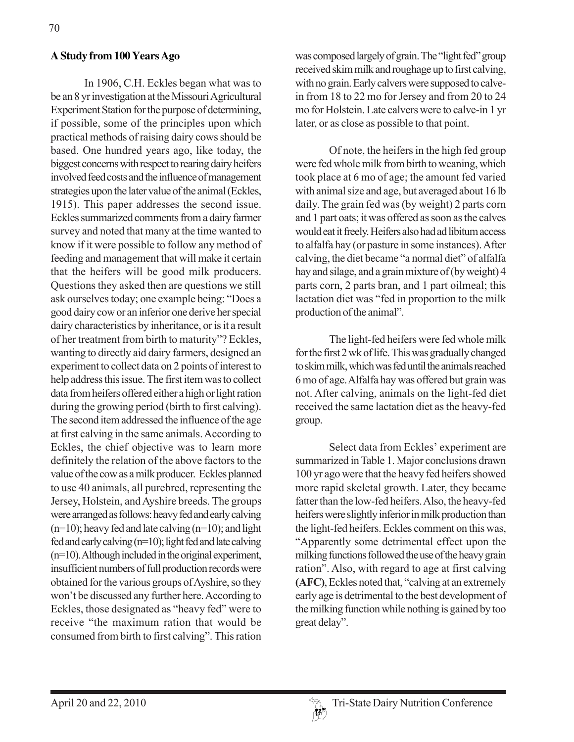## A Study from 100 Years Ago

In 1906, C.H. Eckles began what was to be an 8 yr investigation at the Missouri Agricultural Experiment Station for the purpose of determining, if possible, some of the principles upon which practical methods of raising dairy cows should be based. One hundred years ago, like today, the biggest concerns with respect to rearing dairy heifers involved feed costs and the influence of management strategies upon the later value of the animal (Eckles, 1915). This paper addresses the second issue. Eckles summarized comments from a dairy farmer survey and noted that many at the time wanted to know if it were possible to follow any method of feeding and management that will make it certain that the heifers will be good milk producers. Questions they asked then are questions we still ask ourselves today; one example being: "Does a good dairy cow or an inferior one derive her special dairy characteristics by inheritance, or is it a result of her treatment from birth to maturity"? Eckles, wanting to directly aid dairy farmers, designed an experiment to collect data on 2 points of interest to help address this issue. The first item was to collect data from heifers offered either a high or light ration during the growing period (birth to first calving). The second item addressed the influence of the age at first calving in the same animals. According to Eckles, the chief objective was to learn more definitely the relation of the above factors to the value of the cow as a milk producer. Eckles planned to use 40 animals, all purebred, representing the Jersey, Holstein, and Ayshire breeds. The groups were arranged as follows: heavy fed and early calving (n=10); heavy fed and late calving (n=10); and light fed and early calving (n=10); light fed and late calving (n=10). Although included in the original experiment, insufficient numbers of full production records were obtained for the various groups of Ayshire, so they won't be discussed any further here. According to Eckles, those designated as "heavy fed" were to receive "the maximum ration that would be consumed from birth to first calving". This ration was composed largely of grain. The "light fed" group received skim milk and roughage up to first calving, with no grain. Early calvers were supposed to calve-in from 18 to 22 mo for Jersey and from 20 to 24 mo for Holstein. Late calvers were to calve-in 1 yr later, or as close as possible to that point.

Of note, the heifers in the high fed group were fed whole milk from birth to weaning, which took place at 6 mo of age; the amount fed varied with animal size and age, but averaged about 16 lb daily. The grain fed was (by weight) 2 parts corn and 1 part oats; it was offered as soon as the calves would eat it freely. Heifers also had ad libitum access to alfalfa hay (or pasture in some instances). After calving, the diet became "a normal diet" of alfalfa hay and silage, and a grain mixture of (by weight) 4 parts corn, 2 parts bran, and 1 part oilmeal; this lactation diet was "fed in proportion to the milk production of the animal".

The light-fed heifers were fed whole milk for the first 2 wk of life. This was gradually changed to skim milk, which was fed until the animals reached 6 mo of age. Alfalfa hay was offered but grain was not. After calving, animals on the light-fed diet received the same lactation diet as the heavy-fed group.

Select data from Eckles' experiment are summarized in Table 1. Major conclusions drawn 100 yr ago were that the heavy fed heifers showed more rapid skeletal growth. Later, they became fatter than the low-fed heifers. Also, the heavy-fed heifers were slightly inferior in milk production than the light-fed heifers. Eckles comment on this was, "Apparently some detrimental effect upon the milking functions followed the use of the heavy grain ration". Also, with regard to age at first calving **(AFC)**, Eckles noted that, "calving at an extremely early age is detrimental to the best development of the milking function while nothing is gained by too great delay".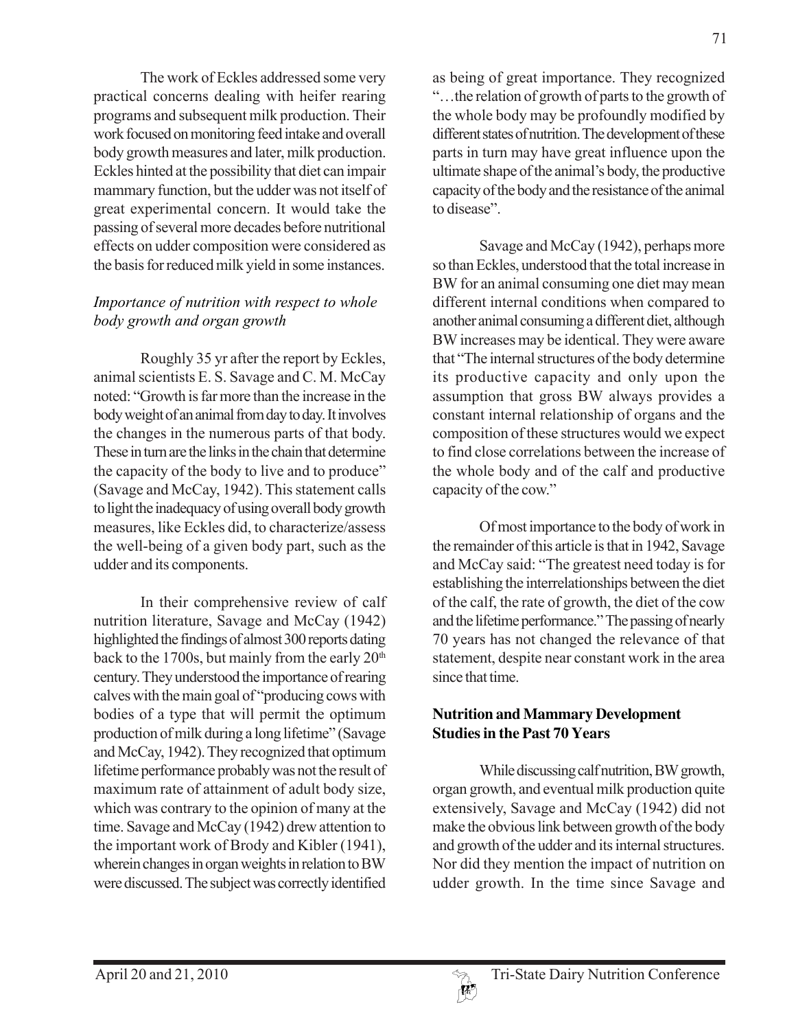The work of Eckles addressed some very practical concerns dealing with heifer rearing programs and subsequent milk production. Their work focused on monitoring feed intake and overall body growth measures and later, milk production. Eckles hinted at the possibility that diet can impair mammary function, but the udder was not itself of great experimental concern. It would take the passing of several more decades before nutritional effects on udder composition were considered as the basis for reduced milk yield in some instances.

### *Importance of nutrition with respect to whole body growth and organ growth*

Roughly 35 yr after the report by Eckles, animal scientists E. S. Savage and C. M. McCay noted: "Growth is far more than the increase in the body weight of an animal from day to day. It involves the changes in the numerous parts of that body. These in turn are the links in the chain that determine the capacity of the body to live and to produce" (Savage and McCay, 1942). This statement calls to light the inadequacy of using overall body growth measures, like Eckles did, to characterize/assess the well-being of a given body part, such as the udder and its components.

In their comprehensive review of calf nutrition literature, Savage and McCay (1942) highlighted the findings of almost 300 reports dating back to the 1700s, but mainly from the early 20th century. They understood the importance of rearing calves with the main goal of "producing cows with bodies of a type that will permit the optimum production of milk during a long lifetime" (Savage and McCay, 1942). They recognized that optimum lifetime performance probably was not the result of maximum rate of attainment of adult body size, which was contrary to the opinion of many at the time. Savage and McCay (1942) drew attention to the important work of Brody and Kibler (1941), wherein changes in organ weights in relation to BW were discussed. The subject was correctly identified as being of great importance. They recognized "…the relation of growth of parts to the growth of the whole body may be profoundly modified by different states of nutrition. The development of these parts in turn may have great influence upon the ultimate shape of the animal's body, the productive capacity of the body and the resistance of the animal to disease".

Savage and McCay (1942), perhaps more so than Eckles, understood that the total increase in BW for an animal consuming one diet may mean different internal conditions when compared to another animal consuming a different diet, although BW increases may be identical. They were aware that "The internal structures of the body determine its productive capacity and only upon the assumption that gross BW always provides a constant internal relationship of organs and the composition of these structures would we expect to find close correlations between the increase of the whole body and of the calf and productive capacity of the cow."

Of most importance to the body of work in the remainder of this article is that in 1942, Savage and McCay said: "The greatest need today is for establishing the interrelationships between the diet of the calf, the rate of growth, the diet of the cow and the lifetime performance." The passing of nearly 70 years has not changed the relevance of that statement, despite near constant work in the area since that time.

## **Nutrition and Mammary Development Studies in the Past 70 Years**

While discussing calf nutrition, BW growth, organ growth, and eventual milk production quite extensively, Savage and McCay (1942) did not make the obvious link between growth of the body and growth of the udder and its internal structures. Nor did they mention the impact of nutrition on udder growth. In the time since Savage and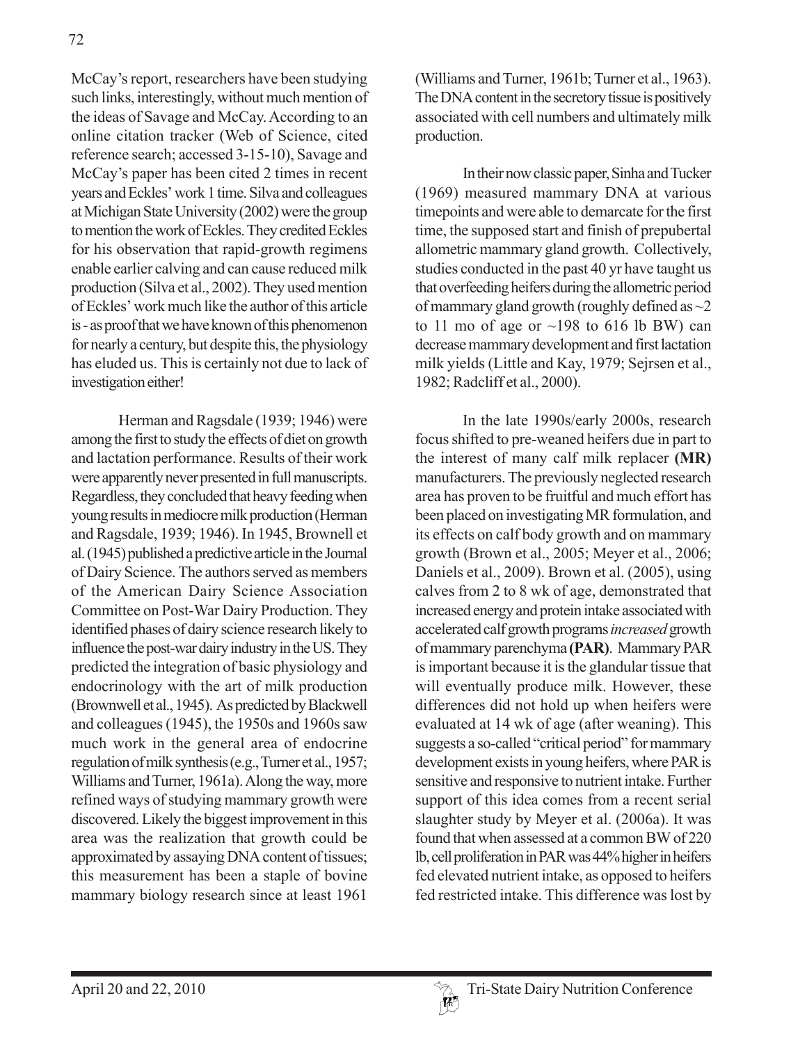McCay's report, researchers have been studying such links, interestingly, without much mention of the ideas of Savage and McCay. According to an online citation tracker (Web of Science, cited reference search; accessed 3-15-10), Savage and McCay's paper has been cited 2 times in recent years and Eckles' work 1 time. Silva and colleagues at Michigan State University (2002) were the group to mention the work of Eckles. They credited Eckles for his observation that rapid-growth regimens enable earlier calving and can cause reduced milk production (Silva et al., 2002). They used mention of Eckles' work much like the author of this article is - as proof that we have known of this phenomenon for nearly a century, but despite this, the physiology has eluded us. This is certainly not due to lack of investigation either!

Herman and Ragsdale (1939; 1946) were among the first to study the effects of diet on growth and lactation performance. Results of their work were apparently never presented in full manuscripts. Regardless, they concluded that heavy feeding when young results in mediocre milk production (Herman and Ragsdale, 1939; 1946). In 1945, Brownell et al. (1945) published a predictive article in the Journal of Dairy Science. The authors served as members of the American Dairy Science Association Committee on Post-War Dairy Production. They identified phases of dairy science research likely to influence the post-war dairy industry in the US. They predicted the integration of basic physiology and endocrinology with the art of milk production (Brownwell et al., 1945). As predicted by Blackwell and colleagues (1945), the 1950s and 1960s saw much work in the general area of endocrine regulation of milk synthesis (e.g., Turner et al., 1957; Williams and Turner, 1961a). Along the way, more refined ways of studying mammary growth were discovered. Likely the biggest improvement in this area was the realization that growth could be approximated by assaying DNA content of tissues; this measurement has been a staple of bovine mammary biology research since at least 1961 (Williams and Turner, 1961b; Turner et al., 1963). The DNA content in the secretory tissue is positively associated with cell numbers and ultimately milk production.

In their now classic paper, Sinha and Tucker (1969) measured mammary DNA at various timepoints and were able to demarcate for the first time, the supposed start and finish of prepubertal allometric mammary gland growth. Collectively, studies conducted in the past 40 yr have taught us that overfeeding heifers during the allometric period of mammary gland growth (roughly defined as ~2 to 11 mo of age or ~198 to 616 lb BW) can decrease mammary development and first lactation milk yields (Little and Kay, 1979; Sejrsen et al., 1982; Radcliff et al., 2000).

In the late 1990s/early 2000s, research focus shifted to pre-weaned heifers due in part to the interest of many calf milk replacer **(MR)** manufacturers. The previously neglected research area has proven to be fruitful and much effort has been placed on investigating MR formulation, and its effects on calf body growth and on mammary growth (Brown et al., 2005; Meyer et al., 2006; Daniels et al., 2009). Brown et al. (2005), using calves from 2 to 8 wk of age, demonstrated that increased energy and protein intake associated with accelerated calf growth programs *increased* growth of mammary parenchyma **(PAR)**. Mammary PAR is important because it is the glandular tissue that will eventually produce milk. However, these differences did not hold up when heifers were evaluated at 14 wk of age (after weaning). This suggests a so-called "critical period" for mammary development exists in young heifers, where PAR is sensitive and responsive to nutrient intake. Further support of this idea comes from a recent serial slaughter study by Meyer et al. (2006a). It was found that when assessed at a common BW of 220 lb, cell proliferation in PAR was 44% higher in heifers fed elevated nutrient intake, as opposed to heifers fed restricted intake. This difference was lost by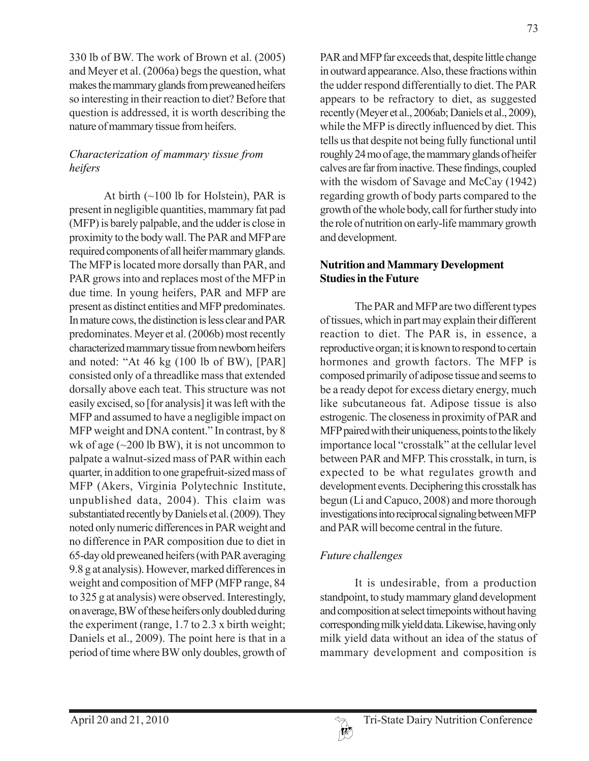330 lb of BW. The work of Brown et al. (2005) and Meyer et al. (2006a) begs the question, what makes the mammary glands from preweaned heifers so interesting in their reaction to diet? Before that question is addressed, it is worth describing the nature of mammary tissue from heifers.

### *Characterization of mammary tissue from heifers*

At birth (~100 lb for Holstein), PAR is present in negligible quantities, mammary fat pad (MFP) is barely palpable, and the udder is close in proximity to the body wall. The PAR and MFP are required components of all heifer mammary glands. The MFP is located more dorsally than PAR, and PAR grows into and replaces most of the MFP in due time. In young heifers, PAR and MFP are present as distinct entities and MFP predominates. In mature cows, the distinction is less clear and PAR predominates. Meyer et al. (2006b) most recently characterized mammary tissue from newborn heifers and noted: "At 46 kg (100 lb of BW), [PAR] consisted only of a threadlike mass that extended dorsally above each teat. This structure was not easily excised, so [for analysis] it was left with the MFP and assumed to have a negligible impact on MFP weight and DNA content." In contrast, by 8 wk of age (~200 lb BW), it is not uncommon to palpate a walnut-sized mass of PAR within each quarter, in addition to one grapefruit-sized mass of MFP (Akers, Virginia Polytechnic Institute, unpublished data, 2004). This claim was substantiated recently by Daniels et al. (2009). They noted only numeric differences in PAR weight and no difference in PAR composition due to diet in 65-day old preweaned heifers (with PAR averaging 9.8 g at analysis). However, marked differences in weight and composition of MFP (MFP range, 84 to 325 g at analysis) were observed. Interestingly, on average, BW of these heifers only doubled during the experiment (range, 1.7 to 2.3 x birth weight; Daniels et al., 2009). The point here is that in a period of time where BW only doubles, growth of PAR and MFP far exceeds that, despite little change in outward appearance. Also, these fractions within the udder respond differentially to diet. The PAR appears to be refractory to diet, as suggested recently (Meyer et al., 2006ab; Daniels et al., 2009), while the MFP is directly influenced by diet. This tells us that despite not being fully functional until roughly 24 mo of age, the mammary glands of heifer calves are far from inactive. These findings, coupled with the wisdom of Savage and McCay (1942) regarding growth of body parts compared to the growth of the whole body, call for further study into the role of nutrition on early-life mammary growth and development.

## **Nutrition and Mammary Development Studies in the Future**

The PAR and MFP are two different types of tissues, which in part may explain their different reaction to diet. The PAR is, in essence, a reproductive organ; it is known to respond to certain hormones and growth factors. The MFP is composed primarily of adipose tissue and seems to be a ready depot for excess dietary energy, much like subcutaneous fat. Adipose tissue is also estrogenic. The closeness in proximity of PAR and MFP paired with their uniqueness, points to the likely importance local "crosstalk" at the cellular level between PAR and MFP. This crosstalk, in turn, is expected to be what regulates growth and development events. Deciphering this crosstalk has begun (Li and Capuco, 2008) and more thorough investigations into reciprocal signaling between MFP and PAR will become central in the future.

### *Future challenges*

It is undesirable, from a production standpoint, to study mammary gland development and composition at select timepoints without having corresponding milk yield data. Likewise, having only milk yield data without an idea of the status of mammary development and composition is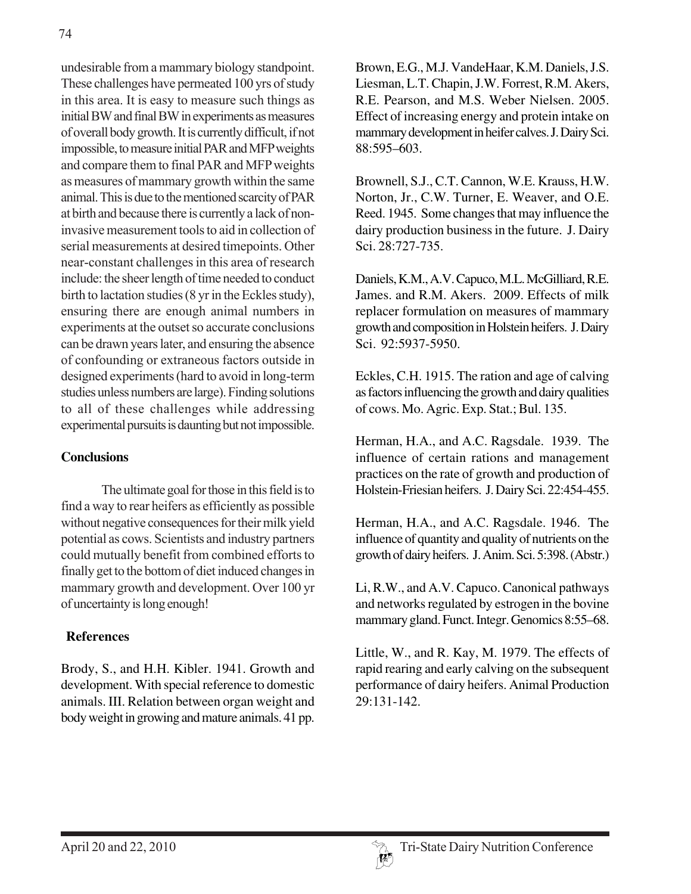undesirable from a mammary biology standpoint. These challenges have permeated 100 yrs of study in this area. It is easy to measure such things as initial BW and final BW in experiments as measures of overall body growth. It is currently difficult, if not impossible, to measure initial PAR and MFP weights and compare them to final PAR and MFP weights as measures of mammary growth within the same animal. This is due to the mentioned scarcity of PAR at birth and because there is currently a lack of non-invasive measurement tools to aid in collection of serial measurements at desired timepoints. Other near-constant challenges in this area of research include: the sheer length of time needed to conduct birth to lactation studies (8 yr in the Eckles study), ensuring there are enough animal numbers in experiments at the outset so accurate conclusions can be drawn years later, and ensuring the absence of confounding or extraneous factors outside in designed experiments (hard to avoid in long-term studies unless numbers are large). Finding solutions to all of these challenges while addressing experimental pursuits is daunting but not impossible.

## Conclusions

The ultimate goal for those in this field is to find a way to rear heifers as efficiently as possible without negative consequences for their milk yield potential as cows. Scientists and industry partners could mutually benefit from combined efforts to finally get to the bottom of diet induced changes in mammary growth and development. Over 100 yr of uncertainty is long enough!

## References

Brody, S., and H.H. Kibler. 1941. Growth and development. With special reference to domestic animals. III. Relation between organ weight and body weight in growing and mature animals. 41 pp.

Brown, E.G., M.J. VandeHaar, K.M. Daniels, J.S. Liesman, L.T. Chapin, J.W. Forrest, R.M. Akers, R.E. Pearson, and M.S. Weber Nielsen. 2005. Effect of increasing energy and protein intake on mammary development in heifer calves. J. Dairy Sci. 88:595–603.

Brownell, S.J., C.T. Cannon, W.E. Krauss, H.W. Norton, Jr., C.W. Turner, E. Weaver, and O.E. Reed. 1945. Some changes that may influence the dairy production business in the future. J. Dairy Sci. 28:727-735.

Daniels, K.M., A.V. Capuco, M.L. McGilliard, R.E. James. and R.M. Akers. 2009. Effects of milk replacer formulation on measures of mammary growth and composition in Holstein heifers. J. Dairy Sci. 92:5937-5950.

Eckles, C.H. 1915. The ration and age of calving as factors influencing the growth and dairy qualities of cows. Mo. Agric. Exp. Stat.; Bul. 135.

Herman, H.A., and A.C. Ragsdale. 1939. The influence of certain rations and management practices on the rate of growth and production of Holstein-Friesian heifers. J. Dairy Sci. 22:454-455.

Herman, H.A., and A.C. Ragsdale. 1946. The influence of quantity and quality of nutrients on the growth of dairy heifers. J. Anim. Sci. 5:398. (Abstr.)

Li, R.W., and A.V. Capuco. Canonical pathways and networks regulated by estrogen in the bovine mammary gland. Funct. Integr. Genomics 8:55–68.

Little, W., and R. Kay, M. 1979. The effects of rapid rearing and early calving on the subsequent performance of dairy heifers. Animal Production 29:131-142.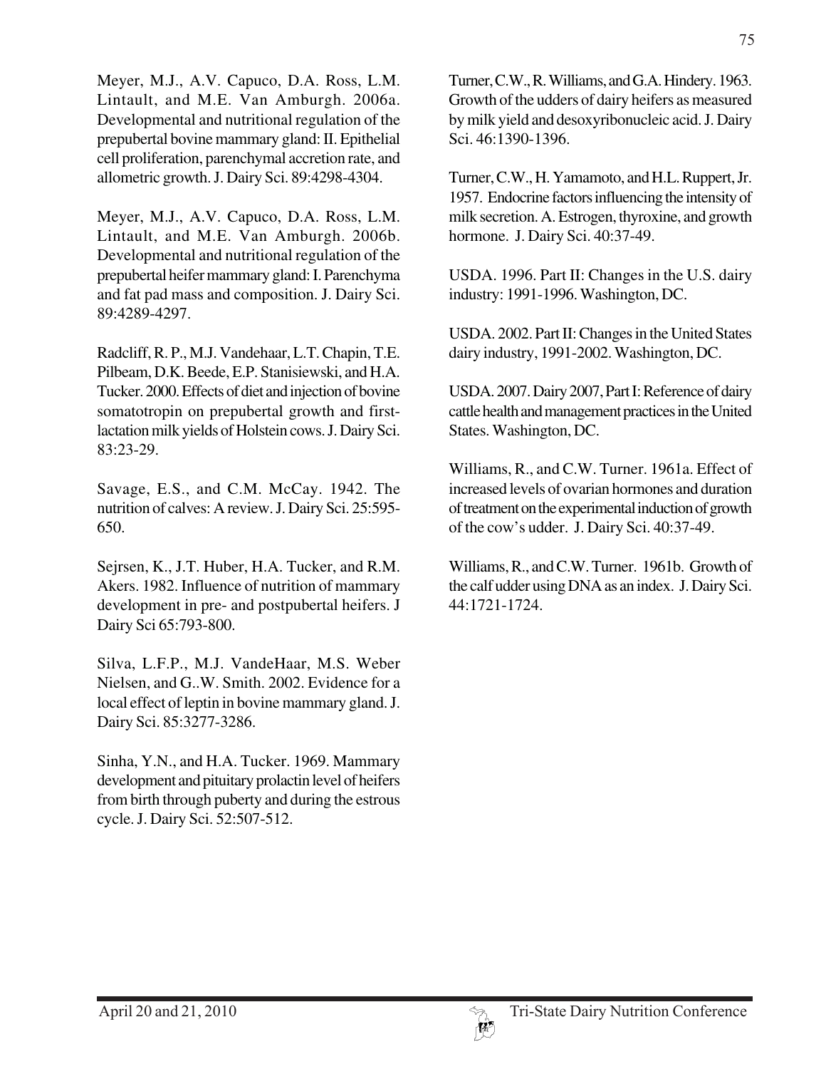Meyer, M.J., A.V. Capuco, D.A. Ross, L.M. Lintault, and M.E. Van Amburgh. 2006a. Developmental and nutritional regulation of the prepubertal bovine mammary gland: II. Epithelial cell proliferation, parenchymal accretion rate, and allometric growth. J. Dairy Sci. 89:4298-4304.

Meyer, M.J., A.V. Capuco, D.A. Ross, L.M. Lintault, and M.E. Van Amburgh. 2006b. Developmental and nutritional regulation of the prepubertal heifer mammary gland: I. Parenchyma and fat pad mass and composition. J. Dairy Sci. 89:4289-4297.

Radcliff, R. P., M.J. Vandehaar, L.T. Chapin, T.E. Pilbeam, D.K. Beede, E.P. Stanisiewski, and H.A. Tucker. 2000. Effects of diet and injection of bovine somatotropin on prepubertal growth and first-lactation milk yields of Holstein cows. J. Dairy Sci. 83:23-29.

Savage, E.S., and C.M. McCay. 1942. The nutrition of calves: A review. J. Dairy Sci. 25:595-650.

Sejrsen, K., J.T. Huber, H.A. Tucker, and R.M. Akers. 1982. Influence of nutrition of mammary development in pre- and postpubertal heifers. J Dairy Sci 65:793-800.

Silva, L.F.P., M.J. VandeHaar, M.S. Weber Nielsen, and G..W. Smith. 2002. Evidence for a local effect of leptin in bovine mammary gland. J. Dairy Sci. 85:3277-3286.

Sinha, Y.N., and H.A. Tucker. 1969. Mammary development and pituitary prolactin level of heifers from birth through puberty and during the estrous cycle. J. Dairy Sci. 52:507-512.

Turner, C.W., R. Williams, and G.A. Hindery. 1963. Growth of the udders of dairy heifers as measured by milk yield and desoxyribonucleic acid. J. Dairy Sci. 46:1390-1396.

Turner, C.W., H. Yamamoto, and H.L. Ruppert, Jr. 1957. Endocrine factors influencing the intensity of milk secretion. A. Estrogen, thyroxine, and growth hormone. J. Dairy Sci. 40:37-49.

USDA. 1996. Part II: Changes in the U.S. dairy industry: 1991-1996. Washington, DC.

USDA. 2002. Part II: Changes in the United States dairy industry, 1991-2002. Washington, DC.

USDA. 2007. Dairy 2007, Part I: Reference of dairy cattle health and management practices in the United States. Washington, DC.

Williams, R., and C.W. Turner. 1961a. Effect of increased levels of ovarian hormones and duration of treatment on the experimental induction of growth of the cow's udder. J. Dairy Sci. 40:37-49.

Williams, R., and C.W. Turner. 1961b. Growth of the calf udder using DNA as an index. J. Dairy Sci. 44:1721-1724.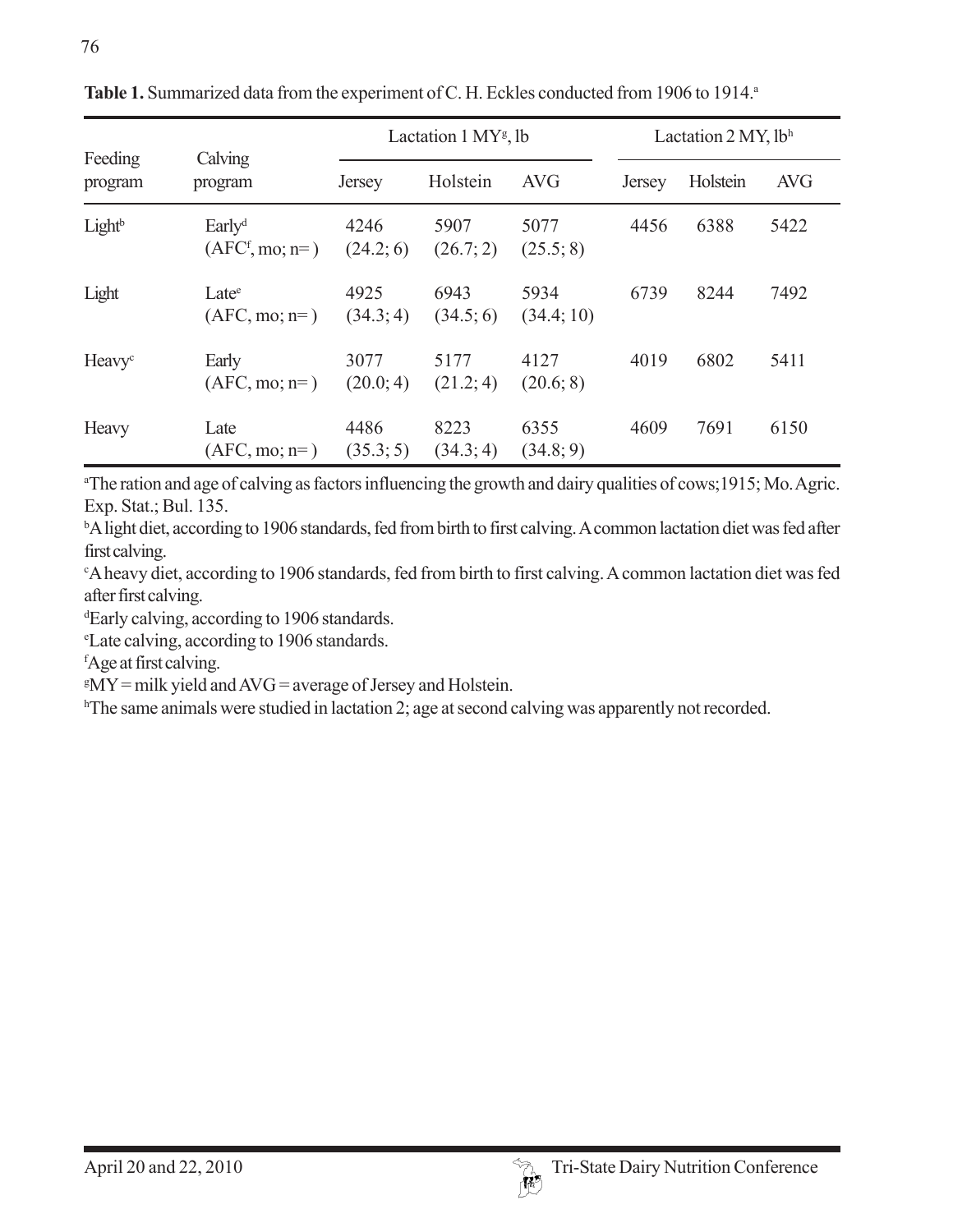**Table 1.** Summarized data from the experiment of C. H. Eckles conducted from 1906 to 1914.[a]

| Feeding program | Calving program | Lactation 1 MY[g], lb | | | Lactation 2 MY, lb[h] | | |
|---|---|---|---|---|---|---|---|
| | | Jersey | Holstein | AVG | Jersey | Holstein | AVG |
| Light[b] | Early[d] (AFC[f], mo; n= ) | 4246 (24.2; 6) | 5907 (26.7; 2) | 5077 (25.5; 8) | 4456 | 6388 | 5422 |
| Light | Late[e] (AFC, mo; n= ) | 4925 (34.3; 4) | 6943 (34.5; 6) | 5934 (34.4; 10) | 6739 | 8244 | 7492 |
| Heavy[c] | Early (AFC, mo; n= ) | 3077 (20.0; 4) | 5177 (21.2; 4) | 4127 (20.6; 8) | 4019 | 6802 | 5411 |
| Heavy | Late (AFC, mo; n= ) | 4486 (35.3; 5) | 8223 (34.3; 4) | 6355 (34.8; 9) | 4609 | 7691 | 6150 |

[a]The ration and age of calving as factors influencing the growth and dairy qualities of cows;1915; Mo. Agric. Exp. Stat.; Bul. 135.
[b]A light diet, according to 1906 standards, fed from birth to first calving. A common lactation diet was fed after first calving.
[c]A heavy diet, according to 1906 standards, fed from birth to first calving. A common lactation diet was fed after first calving.
[d]Early calving, according to 1906 standards.
[e]Late calving, according to 1906 standards.
[f]Age at first calving.
[g]MY = milk yield and AVG = average of Jersey and Holstein.
[h]The same animals were studied in lactation 2; age at second calving was apparently not recorded.